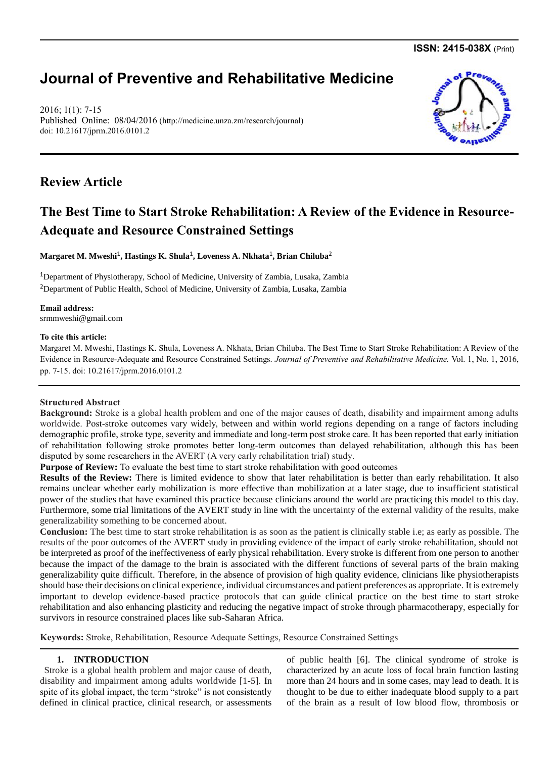ISSN: 2415-038X (Print)

# Journal of Preventive and Rehabilitative Medicine

2016; 1(1): 7-15
Published Online: 08/04/2016 (http://medicine.unza.zm/research/journal)
doi: 10.21617/jprm.2016.0101.2

## Review Article

# The Best Time to Start Stroke Rehabilitation: A Review of the Evidence in Resource-Adequate and Resource Constrained Settings

**Margaret M. Mweshi[1], Hastings K. Shula[1], Loveness A. Nkhata[1], Brian Chiluba[2]**

[1]Department of Physiotherapy, School of Medicine, University of Zambia, Lusaka, Zambia
[2]Department of Public Health, School of Medicine, University of Zambia, Lusaka, Zambia

**Email address:**
srmmweshi@gmail.com

**To cite this article:**
Margaret M. Mweshi, Hastings K. Shula, Loveness A. Nkhata, Brian Chiluba. The Best Time to Start Stroke Rehabilitation: A Review of the Evidence in Resource-Adequate and Resource Constrained Settings. *Journal of Preventive and Rehabilitative Medicine.* Vol. 1, No. 1, 2016, pp. 7-15. doi: 10.21617/jprm.2016.0101.2

**Structured Abstract**

**Background:** Stroke is a global health problem and one of the major causes of death, disability and impairment among adults worldwide. Post-stroke outcomes vary widely, between and within world regions depending on a range of factors including demographic profile, stroke type, severity and immediate and long-term post stroke care. It has been reported that early initiation of rehabilitation following stroke promotes better long-term outcomes than delayed rehabilitation, although this has been disputed by some researchers in the AVERT (A very early rehabilitation trial) study.

**Purpose of Review:** To evaluate the best time to start stroke rehabilitation with good outcomes

**Results of the Review:** There is limited evidence to show that later rehabilitation is better than early rehabilitation. It also remains unclear whether early mobilization is more effective than mobilization at a later stage, due to insufficient statistical power of the studies that have examined this practice because clinicians around the world are practicing this model to this day. Furthermore, some trial limitations of the AVERT study in line with the uncertainty of the external validity of the results, make generalizability something to be concerned about.

**Conclusion:** The best time to start stroke rehabilitation is as soon as the patient is clinically stable i.e; as early as possible. The results of the poor outcomes of the AVERT study in providing evidence of the impact of early stroke rehabilitation, should not be interpreted as proof of the ineffectiveness of early physical rehabilitation. Every stroke is different from one person to another because the impact of the damage to the brain is associated with the different functions of several parts of the brain making generalizability quite difficult. Therefore, in the absence of provision of high quality evidence, clinicians like physiotherapists should base their decisions on clinical experience, individual circumstances and patient preferences as appropriate. It is extremely important to develop evidence-based practice protocols that can guide clinical practice on the best time to start stroke rehabilitation and also enhancing plasticity and reducing the negative impact of stroke through pharmacotherapy, especially for survivors in resource constrained places like sub-Saharan Africa.

**Keywords:** Stroke, Rehabilitation, Resource Adequate Settings, Resource Constrained Settings

## 1. INTRODUCTION

Stroke is a global health problem and major cause of death, disability and impairment among adults worldwide [1-5]. In spite of its global impact, the term "stroke" is not consistently defined in clinical practice, clinical research, or assessments of public health [6]. The clinical syndrome of stroke is characterized by an acute loss of focal brain function lasting more than 24 hours and in some cases, may lead to death. It is thought to be due to either inadequate blood supply to a part of the brain as a result of low blood flow, thrombosis or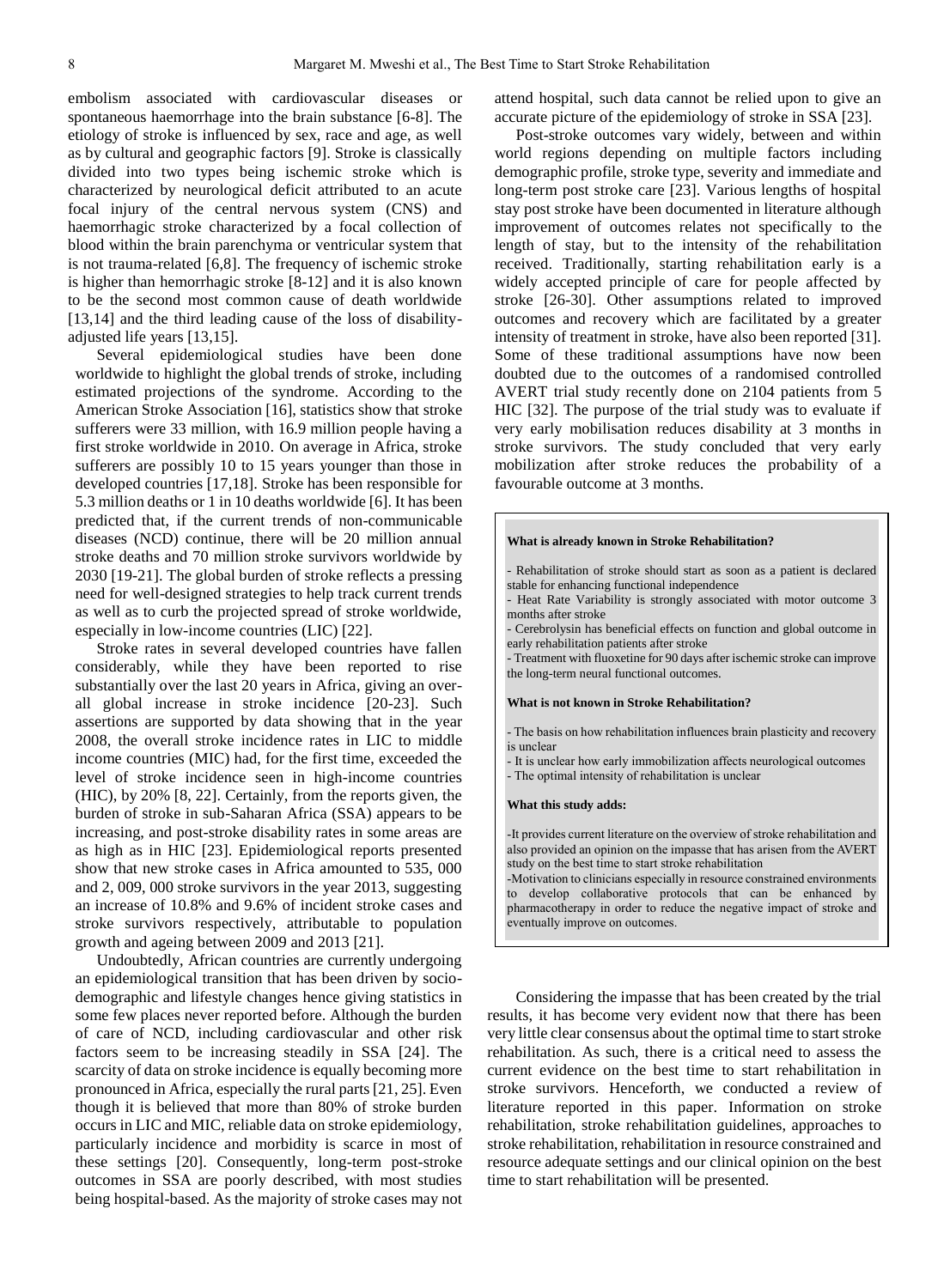embolism associated with cardiovascular diseases or spontaneous haemorrhage into the brain substance [6-8]. The etiology of stroke is influenced by sex, race and age, as well as by cultural and geographic factors [9]. Stroke is classically divided into two types being ischemic stroke which is characterized by neurological deficit attributed to an acute focal injury of the central nervous system (CNS) and haemorrhagic stroke characterized by a focal collection of blood within the brain parenchyma or ventricular system that is not trauma-related [6,8]. The frequency of ischemic stroke is higher than hemorrhagic stroke [8-12] and it is also known to be the second most common cause of death worldwide [13,14] and the third leading cause of the loss of disability-adjusted life years [13,15].

Several epidemiological studies have been done worldwide to highlight the global trends of stroke, including estimated projections of the syndrome. According to the American Stroke Association [16], statistics show that stroke sufferers were 33 million, with 16.9 million people having a first stroke worldwide in 2010. On average in Africa, stroke sufferers are possibly 10 to 15 years younger than those in developed countries [17,18]. Stroke has been responsible for 5.3 million deaths or 1 in 10 deaths worldwide [6]. It has been predicted that, if the current trends of non-communicable diseases (NCD) continue, there will be 20 million annual stroke deaths and 70 million stroke survivors worldwide by 2030 [19-21]. The global burden of stroke reflects a pressing need for well-designed strategies to help track current trends as well as to curb the projected spread of stroke worldwide, especially in low-income countries (LIC) [22].

Stroke rates in several developed countries have fallen considerably, while they have been reported to rise substantially over the last 20 years in Africa, giving an over-all global increase in stroke incidence [20-23]. Such assertions are supported by data showing that in the year 2008, the overall stroke incidence rates in LIC to middle income countries (MIC) had, for the first time, exceeded the level of stroke incidence seen in high-income countries (HIC), by 20% [8, 22]. Certainly, from the reports given, the burden of stroke in sub-Saharan Africa (SSA) appears to be increasing, and post-stroke disability rates in some areas are as high as in HIC [23]. Epidemiological reports presented show that new stroke cases in Africa amounted to 535, 000 and 2, 009, 000 stroke survivors in the year 2013, suggesting an increase of 10.8% and 9.6% of incident stroke cases and stroke survivors respectively, attributable to population growth and ageing between 2009 and 2013 [21].

Undoubtedly, African countries are currently undergoing an epidemiological transition that has been driven by socio-demographic and lifestyle changes hence giving statistics in some few places never reported before. Although the burden of care of NCD, including cardiovascular and other risk factors seem to be increasing steadily in SSA [24]. The scarcity of data on stroke incidence is equally becoming more pronounced in Africa, especially the rural parts [21, 25]. Even though it is believed that more than 80% of stroke burden occurs in LIC and MIC, reliable data on stroke epidemiology, particularly incidence and morbidity is scarce in most of these settings [20]. Consequently, long-term post-stroke outcomes in SSA are poorly described, with most studies being hospital-based. As the majority of stroke cases may not attend hospital, such data cannot be relied upon to give an accurate picture of the epidemiology of stroke in SSA [23].

Post-stroke outcomes vary widely, between and within world regions depending on multiple factors including demographic profile, stroke type, severity and immediate and long-term post stroke care [23]. Various lengths of hospital stay post stroke have been documented in literature although improvement of outcomes relates not specifically to the length of stay, but to the intensity of the rehabilitation received. Traditionally, starting rehabilitation early is a widely accepted principle of care for people affected by stroke [26-30]. Other assumptions related to improved outcomes and recovery which are facilitated by a greater intensity of treatment in stroke, have also been reported [31]. Some of these traditional assumptions have now been doubted due to the outcomes of a randomised controlled AVERT trial study recently done on 2104 patients from 5 HIC [32]. The purpose of the trial study was to evaluate if very early mobilisation reduces disability at 3 months in stroke survivors. The study concluded that very early mobilization after stroke reduces the probability of a favourable outcome at 3 months.

**What is already known in Stroke Rehabilitation?**

- Rehabilitation of stroke should start as soon as a patient is declared stable for enhancing functional independence
- Heat Rate Variability is strongly associated with motor outcome 3 months after stroke
- Cerebrolysin has beneficial effects on function and global outcome in early rehabilitation patients after stroke
- Treatment with fluoxetine for 90 days after ischemic stroke can improve the long-term neural functional outcomes.

**What is not known in Stroke Rehabilitation?**

- The basis on how rehabilitation influences brain plasticity and recovery is unclear
- It is unclear how early immobilization affects neurological outcomes
- The optimal intensity of rehabilitation is unclear

**What this study adds:**

-It provides current literature on the overview of stroke rehabilitation and also provided an opinion on the impasse that has arisen from the AVERT study on the best time to start stroke rehabilitation

-Motivation to clinicians especially in resource constrained environments to develop collaborative protocols that can be enhanced by pharmacotherapy in order to reduce the negative impact of stroke and eventually improve on outcomes.

Considering the impasse that has been created by the trial results, it has become very evident now that there has been very little clear consensus about the optimal time to start stroke rehabilitation. As such, there is a critical need to assess the current evidence on the best time to start rehabilitation in stroke survivors. Henceforth, we conducted a review of literature reported in this paper. Information on stroke rehabilitation, stroke rehabilitation guidelines, approaches to stroke rehabilitation, rehabilitation in resource constrained and resource adequate settings and our clinical opinion on the best time to start rehabilitation will be presented.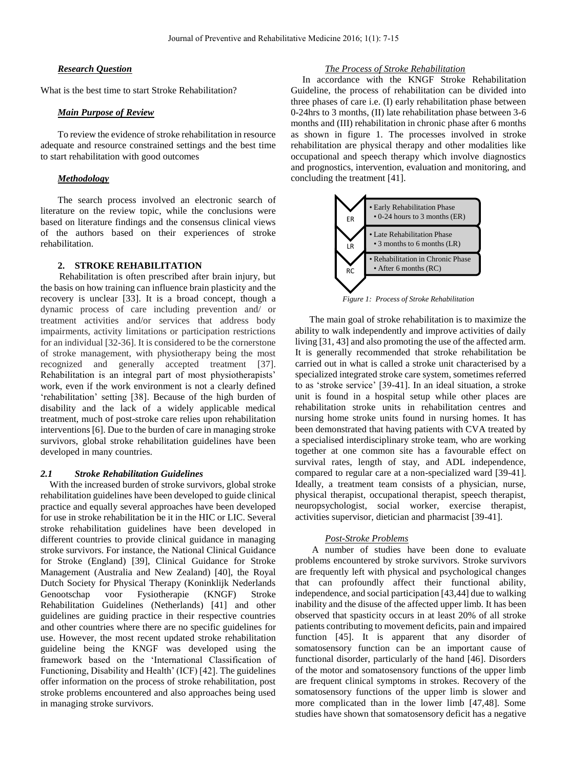### *Research Question*

What is the best time to start Stroke Rehabilitation?

### *Main Purpose of Review*

To review the evidence of stroke rehabilitation in resource adequate and resource constrained settings and the best time to start rehabilitation with good outcomes

### *Methodology*

The search process involved an electronic search of literature on the review topic, while the conclusions were based on literature findings and the consensus clinical views of the authors based on their experiences of stroke rehabilitation.

## 2. STROKE REHABILITATION

Rehabilitation is often prescribed after brain injury, but the basis on how training can influence brain plasticity and the recovery is unclear [33]. It is a broad concept, though a dynamic process of care including prevention and/ or treatment activities and/or services that address body impairments, activity limitations or participation restrictions for an individual [32-36]. It is considered to be the cornerstone of stroke management, with physiotherapy being the most recognized and generally accepted treatment [37]. Rehabilitation is an integral part of most physiotherapists' work, even if the work environment is not a clearly defined 'rehabilitation' setting [38]. Because of the high burden of disability and the lack of a widely applicable medical treatment, much of post-stroke care relies upon rehabilitation interventions [6]. Due to the burden of care in managing stroke survivors, global stroke rehabilitation guidelines have been developed in many countries.

### *2.1 Stroke Rehabilitation Guidelines*

With the increased burden of stroke survivors, global stroke rehabilitation guidelines have been developed to guide clinical practice and equally several approaches have been developed for use in stroke rehabilitation be it in the HIC or LIC. Several stroke rehabilitation guidelines have been developed in different countries to provide clinical guidance in managing stroke survivors. For instance, the National Clinical Guidance for Stroke (England) [39], Clinical Guidance for Stroke Management (Australia and New Zealand) [40], the Royal Dutch Society for Physical Therapy (Koninklijk Nederlands Genootschap voor Fysiotherapie (KNGF) Stroke Rehabilitation Guidelines (Netherlands) [41] and other guidelines are guiding practice in their respective countries and other countries where there are no specific guidelines for use. However, the most recent updated stroke rehabilitation guideline being the KNGF was developed using the framework based on the 'International Classification of Functioning, Disability and Health' (ICF) [42]. The guidelines offer information on the process of stroke rehabilitation, post stroke problems encountered and also approaches being used in managing stroke survivors.

#### *The Process of Stroke Rehabilitation*

In accordance with the KNGF Stroke Rehabilitation Guideline, the process of rehabilitation can be divided into three phases of care i.e. (I) early rehabilitation phase between 0-24hrs to 3 months, (II) late rehabilitation phase between 3-6 months and (III) rehabilitation in chronic phase after 6 months as shown in figure 1. The processes involved in stroke rehabilitation are physical therapy and other modalities like occupational and speech therapy which involve diagnostics and prognostics, intervention, evaluation and monitoring, and concluding the treatment [41].

- ER
  - Early Rehabilitation Phase
    - 0-24 hours to 3 months (ER)
- LR
  - Late Rehabilitation Phase
    - 3 months to 6 months (LR)
- RC
  - Rehabilitation in Chronic Phase
    - After 6 months (RC)

*Figure 1: Process of Stroke Rehabilitation*

The main goal of stroke rehabilitation is to maximize the ability to walk independently and improve activities of daily living [31, 43] and also promoting the use of the affected arm. It is generally recommended that stroke rehabilitation be carried out in what is called a stroke unit characterised by a specialized integrated stroke care system, sometimes referred to as 'stroke service' [39-41]. In an ideal situation, a stroke unit is found in a hospital setup while other places are rehabilitation stroke units in rehabilitation centres and nursing home stroke units found in nursing homes. It has been demonstrated that having patients with CVA treated by a specialised interdisciplinary stroke team, who are working together at one common site has a favourable effect on survival rates, length of stay, and ADL independence, compared to regular care at a non-specialized ward [39-41]. Ideally, a treatment team consists of a physician, nurse, physical therapist, occupational therapist, speech therapist, neuropsychologist, social worker, exercise therapist, activities supervisor, dietician and pharmacist [39-41].

#### *Post-Stroke Problems*

A number of studies have been done to evaluate problems encountered by stroke survivors. Stroke survivors are frequently left with physical and psychological changes that can profoundly affect their functional ability, independence, and social participation [43,44] due to walking inability and the disuse of the affected upper limb. It has been observed that spasticity occurs in at least 20% of all stroke patients contributing to movement deficits, pain and impaired function [45]. It is apparent that any disorder of somatosensory function can be an important cause of functional disorder, particularly of the hand [46]. Disorders of the motor and somatosensory functions of the upper limb are frequent clinical symptoms in strokes. Recovery of the somatosensory functions of the upper limb is slower and more complicated than in the lower limb [47,48]. Some studies have shown that somatosensory deficit has a negative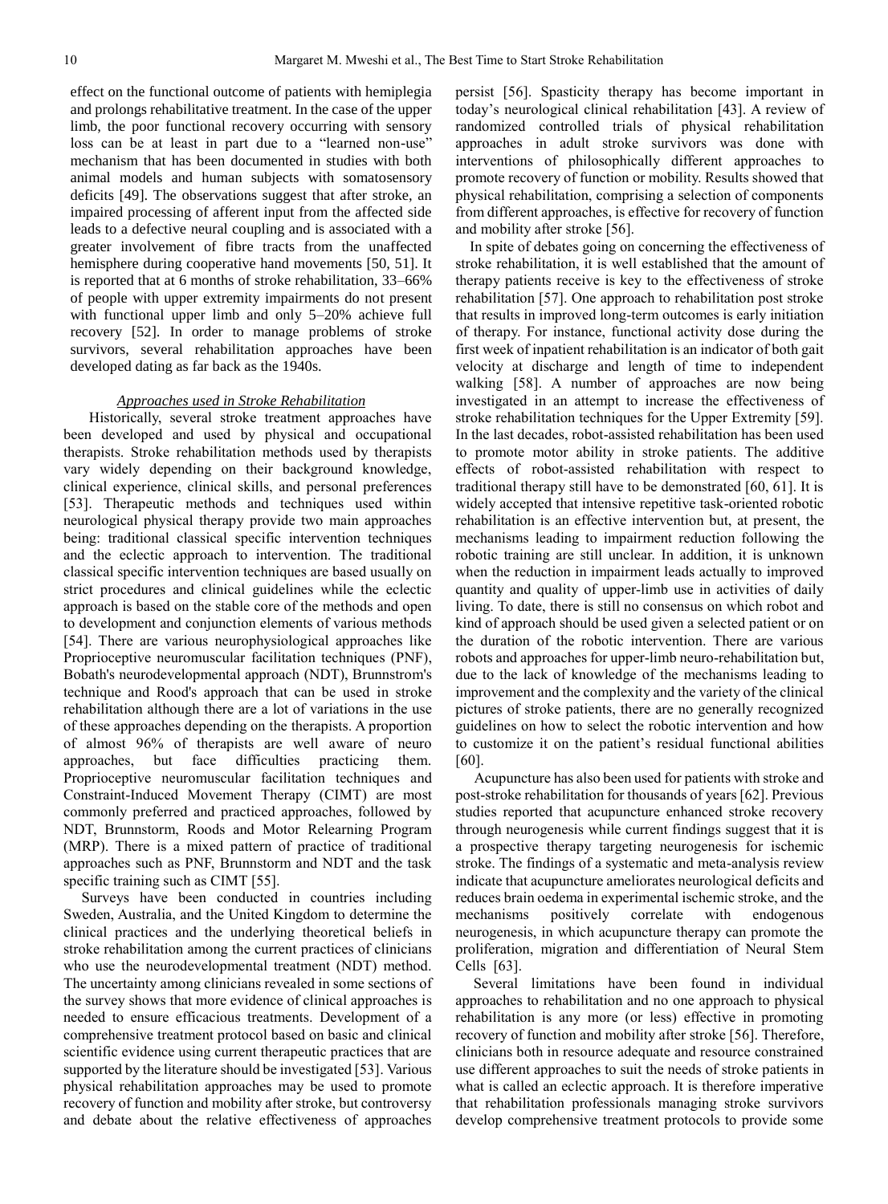effect on the functional outcome of patients with hemiplegia and prolongs rehabilitative treatment. In the case of the upper limb, the poor functional recovery occurring with sensory loss can be at least in part due to a "learned non-use" mechanism that has been documented in studies with both animal models and human subjects with somatosensory deficits [49]. The observations suggest that after stroke, an impaired processing of afferent input from the affected side leads to a defective neural coupling and is associated with a greater involvement of fibre tracts from the unaffected hemisphere during cooperative hand movements [50, 51]. It is reported that at 6 months of stroke rehabilitation, 33–66% of people with upper extremity impairments do not present with functional upper limb and only 5–20% achieve full recovery [52]. In order to manage problems of stroke survivors, several rehabilitation approaches have been developed dating as far back as the 1940s.

*Approaches used in Stroke Rehabilitation*

Historically, several stroke treatment approaches have been developed and used by physical and occupational therapists. Stroke rehabilitation methods used by therapists vary widely depending on their background knowledge, clinical experience, clinical skills, and personal preferences [53]. Therapeutic methods and techniques used within neurological physical therapy provide two main approaches being: traditional classical specific intervention techniques and the eclectic approach to intervention. The traditional classical specific intervention techniques are based usually on strict procedures and clinical guidelines while the eclectic approach is based on the stable core of the methods and open to development and conjunction elements of various methods [54]. There are various neurophysiological approaches like Proprioceptive neuromuscular facilitation techniques (PNF), Bobath's neurodevelopmental approach (NDT), Brunnstrom's technique and Rood's approach that can be used in stroke rehabilitation although there are a lot of variations in the use of these approaches depending on the therapists. A proportion of almost 96% of therapists are well aware of neuro approaches, but face difficulties practicing them. Proprioceptive neuromuscular facilitation techniques and Constraint-Induced Movement Therapy (CIMT) are most commonly preferred and practiced approaches, followed by NDT, Brunnstorm, Roods and Motor Relearning Program (MRP). There is a mixed pattern of practice of traditional approaches such as PNF, Brunnstorm and NDT and the task specific training such as CIMT [55].

Surveys have been conducted in countries including Sweden, Australia, and the United Kingdom to determine the clinical practices and the underlying theoretical beliefs in stroke rehabilitation among the current practices of clinicians who use the neurodevelopmental treatment (NDT) method. The uncertainty among clinicians revealed in some sections of the survey shows that more evidence of clinical approaches is needed to ensure efficacious treatments. Development of a comprehensive treatment protocol based on basic and clinical scientific evidence using current therapeutic practices that are supported by the literature should be investigated [53]. Various physical rehabilitation approaches may be used to promote recovery of function and mobility after stroke, but controversy and debate about the relative effectiveness of approaches persist [56]. Spasticity therapy has become important in today's neurological clinical rehabilitation [43]. A review of randomized controlled trials of physical rehabilitation approaches in adult stroke survivors was done with interventions of philosophically different approaches to promote recovery of function or mobility. Results showed that physical rehabilitation, comprising a selection of components from different approaches, is effective for recovery of function and mobility after stroke [56].

In spite of debates going on concerning the effectiveness of stroke rehabilitation, it is well established that the amount of therapy patients receive is key to the effectiveness of stroke rehabilitation [57]. One approach to rehabilitation post stroke that results in improved long-term outcomes is early initiation of therapy. For instance, functional activity dose during the first week of inpatient rehabilitation is an indicator of both gait velocity at discharge and length of time to independent walking [58]. A number of approaches are now being investigated in an attempt to increase the effectiveness of stroke rehabilitation techniques for the Upper Extremity [59]. In the last decades, robot-assisted rehabilitation has been used to promote motor ability in stroke patients. The additive effects of robot-assisted rehabilitation with respect to traditional therapy still have to be demonstrated [60, 61]. It is widely accepted that intensive repetitive task-oriented robotic rehabilitation is an effective intervention but, at present, the mechanisms leading to impairment reduction following the robotic training are still unclear. In addition, it is unknown when the reduction in impairment leads actually to improved quantity and quality of upper-limb use in activities of daily living. To date, there is still no consensus on which robot and kind of approach should be used given a selected patient or on the duration of the robotic intervention. There are various robots and approaches for upper-limb neuro-rehabilitation but, due to the lack of knowledge of the mechanisms leading to improvement and the complexity and the variety of the clinical pictures of stroke patients, there are no generally recognized guidelines on how to select the robotic intervention and how to customize it on the patient's residual functional abilities [60].

Acupuncture has also been used for patients with stroke and post-stroke rehabilitation for thousands of years [62]. Previous studies reported that acupuncture enhanced stroke recovery through neurogenesis while current findings suggest that it is a prospective therapy targeting neurogenesis for ischemic stroke. The findings of a systematic and meta-analysis review indicate that acupuncture ameliorates neurological deficits and reduces brain oedema in experimental ischemic stroke, and the mechanisms positively correlate with endogenous neurogenesis, in which acupuncture therapy can promote the proliferation, migration and differentiation of Neural Stem Cells [63].

Several limitations have been found in individual approaches to rehabilitation and no one approach to physical rehabilitation is any more (or less) effective in promoting recovery of function and mobility after stroke [56]. Therefore, clinicians both in resource adequate and resource constrained use different approaches to suit the needs of stroke patients in what is called an eclectic approach. It is therefore imperative that rehabilitation professionals managing stroke survivors develop comprehensive treatment protocols to provide some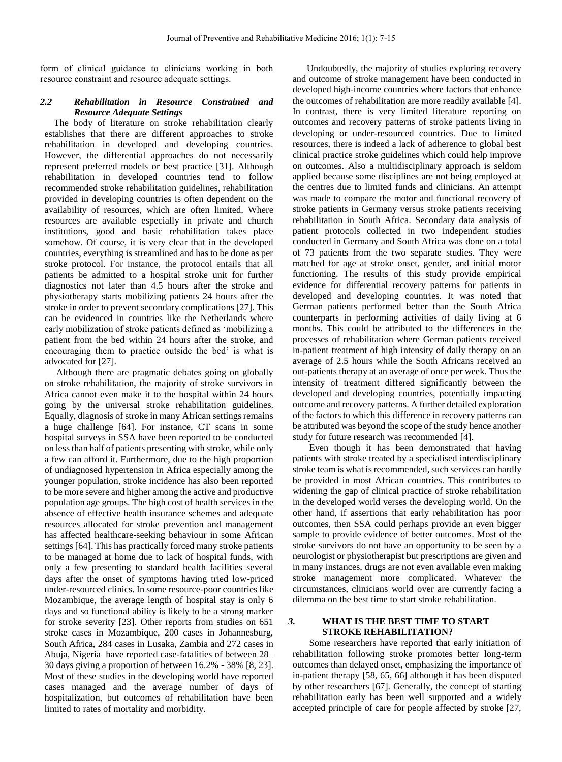form of clinical guidance to clinicians working in both resource constraint and resource adequate settings.

### *2.2 Rehabilitation in Resource Constrained and Resource Adequate Settings*

The body of literature on stroke rehabilitation clearly establishes that there are different approaches to stroke rehabilitation in developed and developing countries. However, the differential approaches do not necessarily represent preferred models or best practice [31]. Although rehabilitation in developed countries tend to follow recommended stroke rehabilitation guidelines, rehabilitation provided in developing countries is often dependent on the availability of resources, which are often limited. Where resources are available especially in private and church institutions, good and basic rehabilitation takes place somehow. Of course, it is very clear that in the developed countries, everything is streamlined and has to be done as per stroke protocol. For instance, the protocol entails that all patients be admitted to a hospital stroke unit for further diagnostics not later than 4.5 hours after the stroke and physiotherapy starts mobilizing patients 24 hours after the stroke in order to prevent secondary complications [27]. This can be evidenced in countries like the Netherlands where early mobilization of stroke patients defined as 'mobilizing a patient from the bed within 24 hours after the stroke, and encouraging them to practice outside the bed' is what is advocated for [27].

Although there are pragmatic debates going on globally on stroke rehabilitation, the majority of stroke survivors in Africa cannot even make it to the hospital within 24 hours going by the universal stroke rehabilitation guidelines. Equally, diagnosis of stroke in many African settings remains a huge challenge [64]. For instance, CT scans in some hospital surveys in SSA have been reported to be conducted on less than half of patients presenting with stroke, while only a few can afford it. Furthermore, due to the high proportion of undiagnosed hypertension in Africa especially among the younger population, stroke incidence has also been reported to be more severe and higher among the active and productive population age groups. The high cost of health services in the absence of effective health insurance schemes and adequate resources allocated for stroke prevention and management has affected healthcare-seeking behaviour in some African settings [64]. This has practically forced many stroke patients to be managed at home due to lack of hospital funds, with only a few presenting to standard health facilities several days after the onset of symptoms having tried low-priced under-resourced clinics. In some resource-poor countries like Mozambique, the average length of hospital stay is only 6 days and so functional ability is likely to be a strong marker for stroke severity [23]. Other reports from studies on 651 stroke cases in Mozambique, 200 cases in Johannesburg, South Africa, 284 cases in Lusaka, Zambia and 272 cases in Abuja, Nigeria have reported case-fatalities of between 28–30 days giving a proportion of between 16.2% - 38% [8, 23]. Most of these studies in the developing world have reported cases managed and the average number of days of hospitalization, but outcomes of rehabilitation have been limited to rates of mortality and morbidity.

Undoubtedly, the majority of studies exploring recovery and outcome of stroke management have been conducted in developed high-income countries where factors that enhance the outcomes of rehabilitation are more readily available [4]. In contrast, there is very limited literature reporting on outcomes and recovery patterns of stroke patients living in developing or under-resourced countries. Due to limited resources, there is indeed a lack of adherence to global best clinical practice stroke guidelines which could help improve on outcomes. Also a multidisciplinary approach is seldom applied because some disciplines are not being employed at the centres due to limited funds and clinicians. An attempt was made to compare the motor and functional recovery of stroke patients in Germany versus stroke patients receiving rehabilitation in South Africa. Secondary data analysis of patient protocols collected in two independent studies conducted in Germany and South Africa was done on a total of 73 patients from the two separate studies. They were matched for age at stroke onset, gender, and initial motor functioning. The results of this study provide empirical evidence for differential recovery patterns for patients in developed and developing countries. It was noted that German patients performed better than the South Africa counterparts in performing activities of daily living at 6 months. This could be attributed to the differences in the processes of rehabilitation where German patients received in-patient treatment of high intensity of daily therapy on an average of 2.5 hours while the South Africans received an out-patients therapy at an average of once per week. Thus the intensity of treatment differed significantly between the developed and developing countries, potentially impacting outcome and recovery patterns. A further detailed exploration of the factors to which this difference in recovery patterns can be attributed was beyond the scope of the study hence another study for future research was recommended [4].

Even though it has been demonstrated that having patients with stroke treated by a specialised interdisciplinary stroke team is what is recommended, such services can hardly be provided in most African countries. This contributes to widening the gap of clinical practice of stroke rehabilitation in the developed world verses the developing world. On the other hand, if assertions that early rehabilitation has poor outcomes, then SSA could perhaps provide an even bigger sample to provide evidence of better outcomes. Most of the stroke survivors do not have an opportunity to be seen by a neurologist or physiotherapist but prescriptions are given and in many instances, drugs are not even available even making stroke management more complicated. Whatever the circumstances, clinicians world over are currently facing a dilemma on the best time to start stroke rehabilitation.

## *3.* WHAT IS THE BEST TIME TO START STROKE REHABILITATION?

Some researchers have reported that early initiation of rehabilitation following stroke promotes better long-term outcomes than delayed onset, emphasizing the importance of in-patient therapy [58, 65, 66] although it has been disputed by other researchers [67]. Generally, the concept of starting rehabilitation early has been well supported and a widely accepted principle of care for people affected by stroke [27,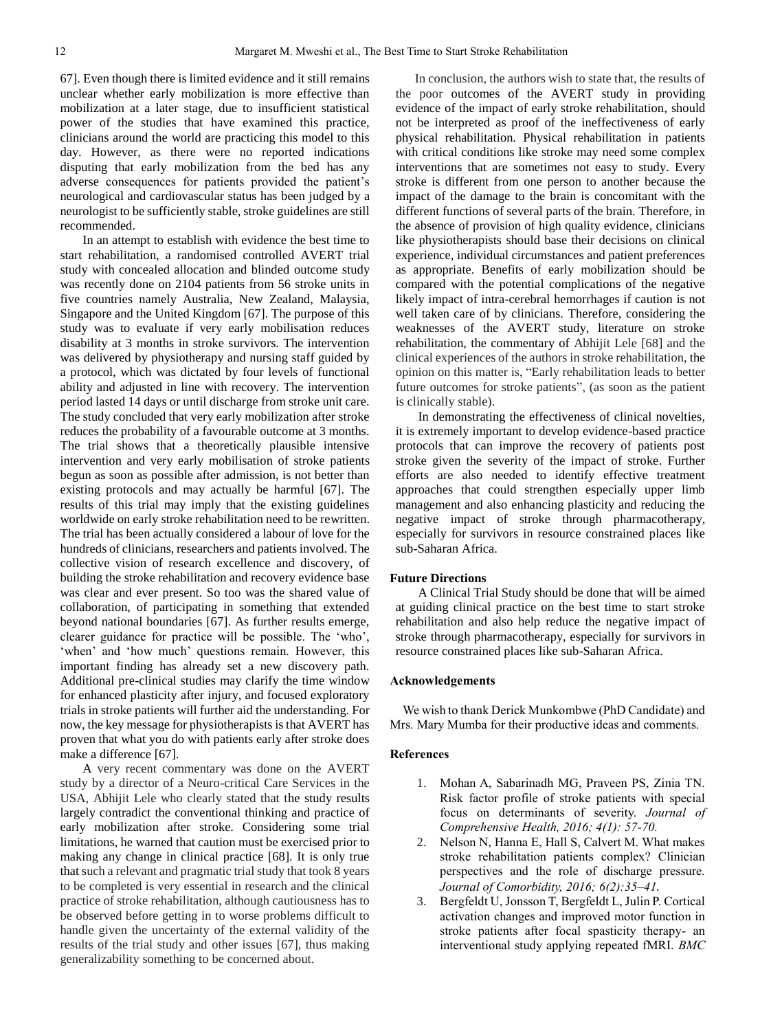67]. Even though there is limited evidence and it still remains unclear whether early mobilization is more effective than mobilization at a later stage, due to insufficient statistical power of the studies that have examined this practice, clinicians around the world are practicing this model to this day. However, as there were no reported indications disputing that early mobilization from the bed has any adverse consequences for patients provided the patient's neurological and cardiovascular status has been judged by a neurologist to be sufficiently stable, stroke guidelines are still recommended.

In an attempt to establish with evidence the best time to start rehabilitation, a randomised controlled AVERT trial study with concealed allocation and blinded outcome study was recently done on 2104 patients from 56 stroke units in five countries namely Australia, New Zealand, Malaysia, Singapore and the United Kingdom [67]. The purpose of this study was to evaluate if very early mobilisation reduces disability at 3 months in stroke survivors. The intervention was delivered by physiotherapy and nursing staff guided by a protocol, which was dictated by four levels of functional ability and adjusted in line with recovery. The intervention period lasted 14 days or until discharge from stroke unit care. The study concluded that very early mobilization after stroke reduces the probability of a favourable outcome at 3 months. The trial shows that a theoretically plausible intensive intervention and very early mobilisation of stroke patients begun as soon as possible after admission, is not better than existing protocols and may actually be harmful [67]. The results of this trial may imply that the existing guidelines worldwide on early stroke rehabilitation need to be rewritten. The trial has been actually considered a labour of love for the hundreds of clinicians, researchers and patients involved. The collective vision of research excellence and discovery, of building the stroke rehabilitation and recovery evidence base was clear and ever present. So too was the shared value of collaboration, of participating in something that extended beyond national boundaries [67]. As further results emerge, clearer guidance for practice will be possible. The 'who', 'when' and 'how much' questions remain. However, this important finding has already set a new discovery path. Additional pre-clinical studies may clarify the time window for enhanced plasticity after injury, and focused exploratory trials in stroke patients will further aid the understanding. For now, the key message for physiotherapists is that AVERT has proven that what you do with patients early after stroke does make a difference [67].

A very recent commentary was done on the AVERT study by a director of a Neuro-critical Care Services in the USA, Abhijit Lele who clearly stated that the study results largely contradict the conventional thinking and practice of early mobilization after stroke. Considering some trial limitations, he warned that caution must be exercised prior to making any change in clinical practice [68]. It is only true that such a relevant and pragmatic trial study that took 8 years to be completed is very essential in research and the clinical practice of stroke rehabilitation, although cautiousness has to be observed before getting in to worse problems difficult to handle given the uncertainty of the external validity of the results of the trial study and other issues [67], thus making generalizability something to be concerned about.

In conclusion, the authors wish to state that, the results of the poor outcomes of the AVERT study in providing evidence of the impact of early stroke rehabilitation, should not be interpreted as proof of the ineffectiveness of early physical rehabilitation. Physical rehabilitation in patients with critical conditions like stroke may need some complex interventions that are sometimes not easy to study. Every stroke is different from one person to another because the impact of the damage to the brain is concomitant with the different functions of several parts of the brain. Therefore, in the absence of provision of high quality evidence, clinicians like physiotherapists should base their decisions on clinical experience, individual circumstances and patient preferences as appropriate. Benefits of early mobilization should be compared with the potential complications of the negative likely impact of intra-cerebral hemorrhages if caution is not well taken care of by clinicians. Therefore, considering the weaknesses of the AVERT study, literature on stroke rehabilitation, the commentary of Abhijit Lele [68] and the clinical experiences of the authors in stroke rehabilitation, the opinion on this matter is, "Early rehabilitation leads to better future outcomes for stroke patients", (as soon as the patient is clinically stable).

In demonstrating the effectiveness of clinical novelties, it is extremely important to develop evidence-based practice protocols that can improve the recovery of patients post stroke given the severity of the impact of stroke. Further efforts are also needed to identify effective treatment approaches that could strengthen especially upper limb management and also enhancing plasticity and reducing the negative impact of stroke through pharmacotherapy, especially for survivors in resource constrained places like sub-Saharan Africa.

## Future Directions

A Clinical Trial Study should be done that will be aimed at guiding clinical practice on the best time to start stroke rehabilitation and also help reduce the negative impact of stroke through pharmacotherapy, especially for survivors in resource constrained places like sub-Saharan Africa.

## Acknowledgements

We wish to thank Derick Munkombwe (PhD Candidate) and Mrs. Mary Mumba for their productive ideas and comments.

## References

1. Mohan A, Sabarinadh MG, Praveen PS, Zinia TN. Risk factor profile of stroke patients with special focus on determinants of severity. *Journal of Comprehensive Health, 2016; 4(1): 57-70.*
2. Nelson N, Hanna E, Hall S, Calvert M. What makes stroke rehabilitation patients complex? Clinician perspectives and the role of discharge pressure. *Journal of Comorbidity, 2016; 6(2):35–41.*
3. Bergfeldt U, Jonsson T, Bergfeldt L, Julin P. Cortical activation changes and improved motor function in stroke patients after focal spasticity therapy- an interventional study applying repeated fMRI. *BMC*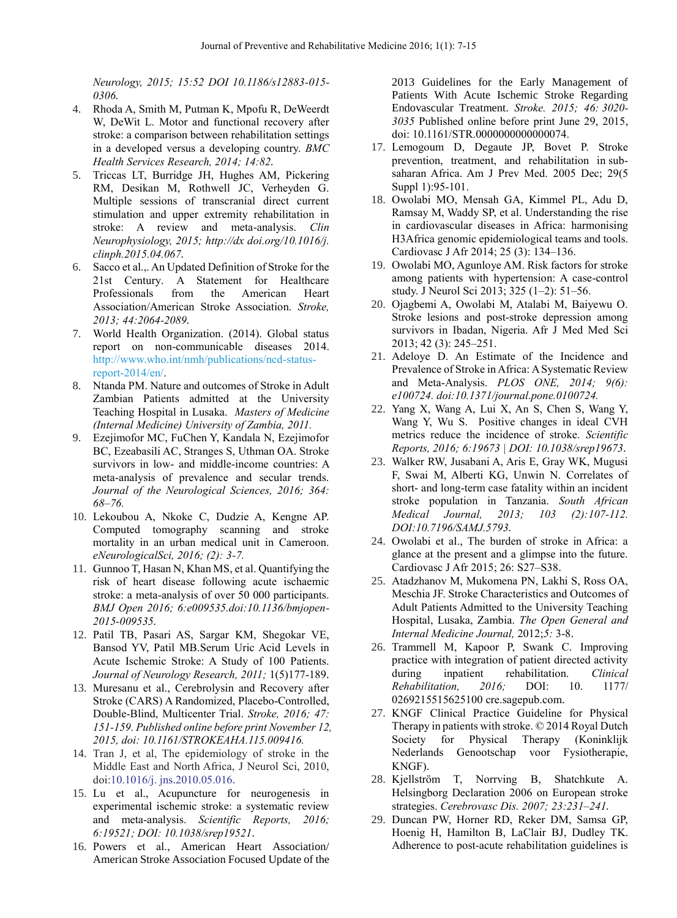*Neurology, 2015; 15:52 DOI 10.1186/s12883-015-0306.*

4. Rhoda A, Smith M, Putman K, Mpofu R, DeWeerdt W, DeWit L. Motor and functional recovery after stroke: a comparison between rehabilitation settings in a developed versus a developing country. *BMC Health Services Research, 2014; 14:82.*
5. Triccas LT, Burridge JH, Hughes AM, Pickering RM, Desikan M, Rothwell JC, Verheyden G. Multiple sessions of transcranial direct current stimulation and upper extremity rehabilitation in stroke: A review and meta-analysis. *Clin Neurophysiology, 2015; http://dx doi.org/10.1016/j.clinph.2015.04.067.*
6. Sacco et al.,. An Updated Definition of Stroke for the 21st Century. A Statement for Healthcare Professionals from the American Heart Association/American Stroke Association. *Stroke, 2013; 44:2064-2089.*
7. World Health Organization. (2014). Global status report on non-communicable diseases 2014. http://www.who.int/nmh/publications/ncd-status-report-2014/en/.
8. Ntanda PM. Nature and outcomes of Stroke in Adult Zambian Patients admitted at the University Teaching Hospital in Lusaka. *Masters of Medicine (Internal Medicine) University of Zambia, 2011.*
9. Ezejimofor MC, FuChen Y, Kandala N, Ezejimofor BC, Ezeabasili AC, Stranges S, Uthman OA. Stroke survivors in low- and middle-income countries: A meta-analysis of prevalence and secular trends. *Journal of the Neurological Sciences, 2016; 364: 68–76.*
10. Lekoubou A, Nkoke C, Dudzie A, Kengne AP. Computed tomography scanning and stroke mortality in an urban medical unit in Cameroon. *eNeurologicalSci, 2016; (2): 3-7.*
11. Gunnoo T, Hasan N, Khan MS, et al. Quantifying the risk of heart disease following acute ischaemic stroke: a meta-analysis of over 50 000 participants. *BMJ Open 2016; 6:e009535.doi:10.1136/bmjopen-2015-009535.*
12. Patil TB, Pasari AS, Sargar KM, Shegokar VE, Bansod YV, Patil MB.Serum Uric Acid Levels in Acute Ischemic Stroke: A Study of 100 Patients. *Journal of Neurology Research, 2011;* 1(5)177-189.
13. Muresanu et al., Cerebrolysin and Recovery after Stroke (CARS) A Randomized, Placebo-Controlled, Double-Blind, Multicenter Trial. *Stroke, 2016; 47: 151-159. Published online before print November 12, 2015, doi: 10.1161/STROKEAHA.115.009416.*
14. Tran J, et al, The epidemiology of stroke in the Middle East and North Africa, J Neurol Sci, 2010, doi:10.1016/j. jns.2010.05.016.
15. Lu et al., Acupuncture for neurogenesis in experimental ischemic stroke: a systematic review and meta-analysis. *Scientific Reports, 2016; 6:19521; DOI: 10.1038/srep19521.*
16. Powers et al., American Heart Association/ American Stroke Association Focused Update of the 2013 Guidelines for the Early Management of Patients With Acute Ischemic Stroke Regarding Endovascular Treatment. *Stroke. 2015; 46: 3020-3035* Published online before print June 29, 2015, doi: 10.1161/STR.0000000000000074.
17. Lemogoum D, Degaute JP, Bovet P. Stroke prevention, treatment, and rehabilitation in sub-saharan Africa. Am J Prev Med. 2005 Dec; 29(5 Suppl 1):95-101.
18. Owolabi MO, Mensah GA, Kimmel PL, Adu D, Ramsay M, Waddy SP, et al. Understanding the rise in cardiovascular diseases in Africa: harmonising H3Africa genomic epidemiological teams and tools. Cardiovasc J Afr 2014; 25 (3): 134–136.
19. Owolabi MO, Agunloye AM. Risk factors for stroke among patients with hypertension: A case-control study. J Neurol Sci 2013; 325 (1–2): 51–56.
20. Ojagbemi A, Owolabi M, Atalabi M, Baiyewu O. Stroke lesions and post-stroke depression among survivors in Ibadan, Nigeria. Afr J Med Med Sci 2013; 42 (3): 245–251.
21. Adeloye D. An Estimate of the Incidence and Prevalence of Stroke in Africa: A Systematic Review and Meta-Analysis. *PLOS ONE, 2014; 9(6): e100724. doi:10.1371/journal.pone.0100724.*
22. Yang X, Wang A, Lui X, An S, Chen S, Wang Y, Wang Y, Wu S. Positive changes in ideal CVH metrics reduce the incidence of stroke. *Scientific Reports, 2016; 6:19673 | DOI: 10.1038/srep19673.*
23. Walker RW, Jusabani A, Aris E, Gray WK, Mugusi F, Swai M, Alberti KG, Unwin N. Correlates of short- and long-term case fatality within an incident stroke population in Tanzania. *South African Medical Journal, 2013; 103 (2):107-112. DOI:10.7196/SAMJ.5793.*
24. Owolabi et al., The burden of stroke in Africa: a glance at the present and a glimpse into the future. Cardiovasc J Afr 2015; 26: S27–S38.
25. Atadzhanov M, Mukomena PN, Lakhi S, Ross OA, Meschia JF. Stroke Characteristics and Outcomes of Adult Patients Admitted to the University Teaching Hospital, Lusaka, Zambia. *The Open General and Internal Medicine Journal,* 2012;*5:* 3-8.
26. Trammell M, Kapoor P, Swank C. Improving practice with integration of patient directed activity during inpatient rehabilitation. *Clinical Rehabilitation, 2016;* DOI: 10. 1177/ 0269215515625100 cre.sagepub.com.
27. KNGF Clinical Practice Guideline for Physical Therapy in patients with stroke. © 2014 Royal Dutch Society for Physical Therapy (Koninklijk Nederlands Genootschap voor Fysiotherapie, KNGF).
28. Kjellström T, Norrving B, Shatchkute A. Helsingborg Declaration 2006 on European stroke strategies. *Cerebrovasc Dis. 2007; 23:231–241.*
29. Duncan PW, Horner RD, Reker DM, Samsa GP, Hoenig H, Hamilton B, LaClair BJ, Dudley TK. Adherence to post-acute rehabilitation guidelines is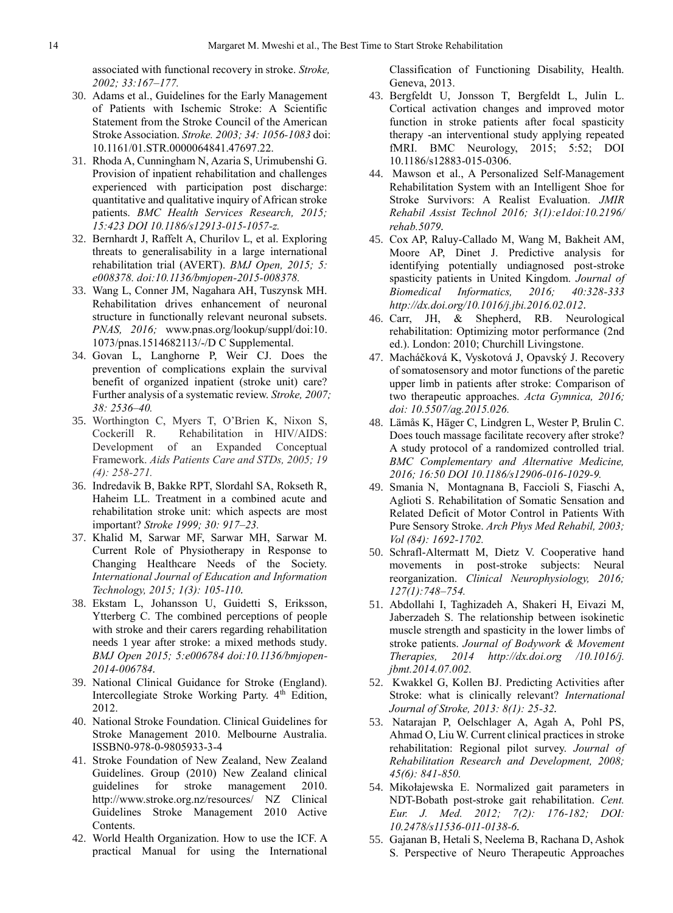associated with functional recovery in stroke. *Stroke, 2002; 33:167–177.*

30. Adams et al., Guidelines for the Early Management of Patients with Ischemic Stroke: A Scientific Statement from the Stroke Council of the American Stroke Association. *Stroke. 2003; 34: 1056-1083* doi: 10.1161/01.STR.0000064841.47697.22.
31. Rhoda A, Cunningham N, Azaria S, Urimubenshi G. Provision of inpatient rehabilitation and challenges experienced with participation post discharge: quantitative and qualitative inquiry of African stroke patients. *BMC Health Services Research, 2015; 15:423 DOI 10.1186/s12913-015-1057-z.*
32. Bernhardt J, Raffelt A, Churilov L, et al. Exploring threats to generalisability in a large international rehabilitation trial (AVERT). *BMJ Open, 2015; 5: e008378. doi:10.1136/bmjopen-2015-008378.*
33. Wang L, Conner JM, Nagahara AH, Tuszynsk MH. Rehabilitation drives enhancement of neuronal structure in functionally relevant neuronal subsets. *PNAS, 2016;* www.pnas.org/lookup/suppl/doi:10.1073/pnas.1514682113/-/D C Supplemental.
34. Govan L, Langhorne P, Weir CJ. Does the prevention of complications explain the survival benefit of organized inpatient (stroke unit) care? Further analysis of a systematic review. *Stroke, 2007; 38: 2536–40.*
35. Worthington C, Myers T, O'Brien K, Nixon S, Cockerill R. Rehabilitation in HIV/AIDS: Development of an Expanded Conceptual Framework. *Aids Patients Care and STDs, 2005; 19 (4): 258-271.*
36. Indredavik B, Bakke RPT, Slordahl SA, Rokseth R, Haheim LL. Treatment in a combined acute and rehabilitation stroke unit: which aspects are most important? *Stroke 1999; 30: 917–23.*
37. Khalid M, Sarwar MF, Sarwar MH, Sarwar M. Current Role of Physiotherapy in Response to Changing Healthcare Needs of the Society. *International Journal of Education and Information Technology, 2015; 1(3): 105-110.*
38. Ekstam L, Johansson U, Guidetti S, Eriksson, Ytterberg C. The combined perceptions of people with stroke and their carers regarding rehabilitation needs 1 year after stroke: a mixed methods study. *BMJ Open 2015; 5:e006784 doi:10.1136/bmjopen-2014-006784.*
39. National Clinical Guidance for Stroke (England). Intercollegiate Stroke Working Party. 4th Edition, 2012.
40. National Stroke Foundation. Clinical Guidelines for Stroke Management 2010. Melbourne Australia. ISSBN0-978-0-9805933-3-4
41. Stroke Foundation of New Zealand, New Zealand Guidelines. Group (2010) New Zealand clinical guidelines for stroke management 2010. http://www.stroke.org.nz/resources/ NZ Clinical Guidelines Stroke Management 2010 Active Contents.
42. World Health Organization. How to use the ICF. A practical Manual for using the International Classification of Functioning Disability, Health. Geneva, 2013.
43. Bergfeldt U, Jonsson T, Bergfeldt L, Julin L. Cortical activation changes and improved motor function in stroke patients after focal spasticity therapy -an interventional study applying repeated fMRI. BMC Neurology, 2015; 5:52; DOI 10.1186/s12883-015-0306.
44. Mawson et al., A Personalized Self-Management Rehabilitation System with an Intelligent Shoe for Stroke Survivors: A Realist Evaluation. *JMIR Rehabil Assist Technol 2016; 3(1):e1doi:10.2196/rehab.5079.*
45. Cox AP, Raluy-Callado M, Wang M, Bakheit AM, Moore AP, Dinet J. Predictive analysis for identifying potentially undiagnosed post-stroke spasticity patients in United Kingdom. *Journal of Biomedical Informatics, 2016; 40:328-333 http://dx.doi.org/10.1016/j.jbi.2016.02.012.*
46. Carr, JH, & Shepherd, RB. Neurological rehabilitation: Optimizing motor performance (2nd ed.). London: 2010; Churchill Livingstone.
47. Macháčková K, Vyskotová J, Opavský J. Recovery of somatosensory and motor functions of the paretic upper limb in patients after stroke: Comparison of two therapeutic approaches. *Acta Gymnica, 2016; doi: 10.5507/ag.2015.026.*
48. Lämås K, Häger C, Lindgren L, Wester P, Brulin C. Does touch massage facilitate recovery after stroke? A study protocol of a randomized controlled trial. *BMC Complementary and Alternative Medicine, 2016; 16:50 DOI 10.1186/s12906-016-1029-9.*
49. Smania N, Montagnana B, Faccioli S, Fiaschi A, Aglioti S. Rehabilitation of Somatic Sensation and Related Deficit of Motor Control in Patients With Pure Sensory Stroke. *Arch Phys Med Rehabil, 2003; Vol (84): 1692-1702.*
50. Schrafl-Altermatt M, Dietz V. Cooperative hand movements in post-stroke subjects: Neural reorganization. *Clinical Neurophysiology, 2016; 127(1):748–754.*
51. Abdollahi I, Taghizadeh A, Shakeri H, Eivazi M, Jaberzadeh S. The relationship between isokinetic muscle strength and spasticity in the lower limbs of stroke patients. *Journal of Bodywork & Movement Therapies, 2014 http://dx.doi.org /10.1016/j.jbmt.2014.07.002.*
52. Kwakkel G, Kollen BJ. Predicting Activities after Stroke: what is clinically relevant? *International Journal of Stroke, 2013: 8(1): 25-32.*
53. Natarajan P, Oelschlager A, Agah A, Pohl PS, Ahmad O, Liu W. Current clinical practices in stroke rehabilitation: Regional pilot survey. *Journal of Rehabilitation Research and Development, 2008; 45(6): 841-850.*
54. Mikołajewska E. Normalized gait parameters in NDT-Bobath post-stroke gait rehabilitation. *Cent. Eur. J. Med. 2012; 7(2): 176-182; DOI: 10.2478/s11536-011-0138-6.*
55. Gajanan B, Hetali S, Neelema B, Rachana D, Ashok S. Perspective of Neuro Therapeutic Approaches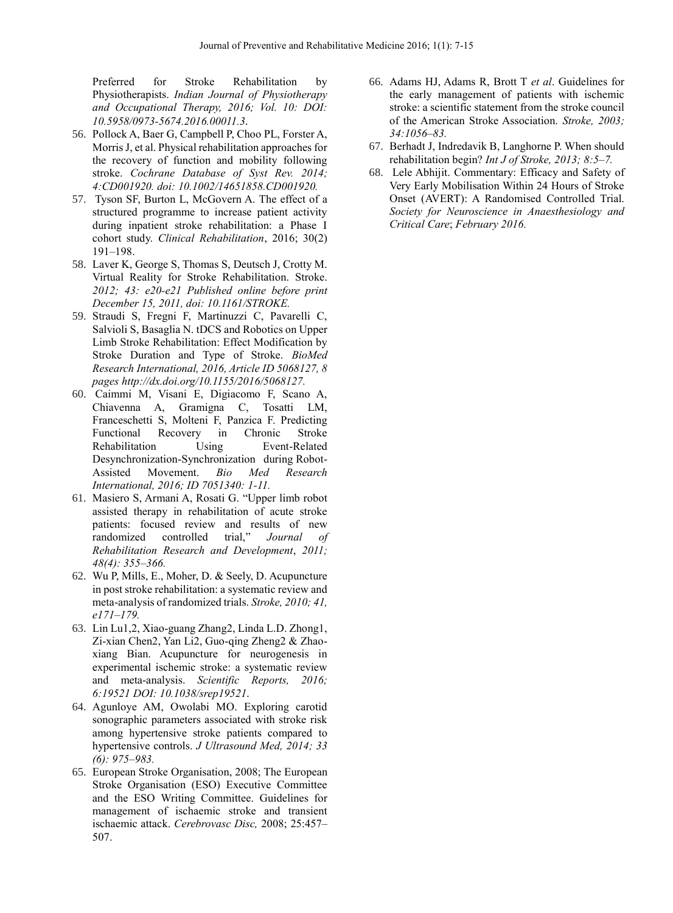Preferred for Stroke Rehabilitation by Physiotherapists. *Indian Journal of Physiotherapy and Occupational Therapy, 2016; Vol. 10: DOI: 10.5958/0973-5674.2016.00011.3*.

56. Pollock A, Baer G, Campbell P, Choo PL, Forster A, Morris J, et al. Physical rehabilitation approaches for the recovery of function and mobility following stroke. *Cochrane Database of Syst Rev. 2014; 4:CD001920. doi: 10.1002/14651858.CD001920.*
57. Tyson SF, Burton L, McGovern A. The effect of a structured programme to increase patient activity during inpatient stroke rehabilitation: a Phase I cohort study. *Clinical Rehabilitation*, 2016; 30(2) 191–198.
58. Laver K, George S, Thomas S, Deutsch J, Crotty M. Virtual Reality for Stroke Rehabilitation. Stroke. *2012; 43: e20-e21 Published online before print December 15, 2011, doi: 10.1161/STROKE.*
59. Straudi S, Fregni F, Martinuzzi C, Pavarelli C, Salvioli S, Basaglia N. tDCS and Robotics on Upper Limb Stroke Rehabilitation: Effect Modification by Stroke Duration and Type of Stroke. *BioMed Research International, 2016, Article ID 5068127, 8 pages http://dx.doi.org/10.1155/2016/5068127.*
60. Caimmi M, Visani E, Digiacomo F, Scano A, Chiavenna A, Gramigna C, Tosatti LM, Franceschetti S, Molteni F, Panzica F. Predicting Functional Recovery in Chronic Stroke Rehabilitation Using Event-Related Desynchronization-Synchronization during Robot-Assisted Movement. *Bio Med Research International, 2016; ID 7051340: 1-11.*
61. Masiero S, Armani A, Rosati G. "Upper limb robot assisted therapy in rehabilitation of acute stroke patients: focused review and results of new randomized controlled trial," *Journal of Rehabilitation Research and Development*, *2011; 48(4): 355–366.*
62. Wu P, Mills, E., Moher, D. & Seely, D. Acupuncture in post stroke rehabilitation: a systematic review and meta-analysis of randomized trials. *Stroke, 2010; 41, e171–179.*
63. Lin Lu1,2, Xiao-guang Zhang2, Linda L.D. Zhong1, Zi-xian Chen2, Yan Li2, Guo-qing Zheng2 & Zhao-xiang Bian. Acupuncture for neurogenesis in experimental ischemic stroke: a systematic review and meta-analysis. *Scientific Reports, 2016; 6:19521 DOI: 10.1038/srep19521*.
64. Agunloye AM, Owolabi MO. Exploring carotid sonographic parameters associated with stroke risk among hypertensive stroke patients compared to hypertensive controls. *J Ultrasound Med, 2014; 33 (6): 975–983.*
65. European Stroke Organisation, 2008; The European Stroke Organisation (ESO) Executive Committee and the ESO Writing Committee. Guidelines for management of ischaemic stroke and transient ischaemic attack. *Cerebrovasc Disc,* 2008; 25:457–507.
66. Adams HJ, Adams R, Brott T *et al*. Guidelines for the early management of patients with ischemic stroke: a scientific statement from the stroke council of the American Stroke Association. *Stroke, 2003; 34:1056–83.*
67. Berhadt J, Indredavik B, Langhorne P. When should rehabilitation begin? *Int J of Stroke, 2013; 8:5–7.*
68. Lele Abhijit. Commentary: Efficacy and Safety of Very Early Mobilisation Within 24 Hours of Stroke Onset (AVERT): A Randomised Controlled Trial. *Society for Neuroscience in Anaesthesiology and Critical Care*; *February 2016.*